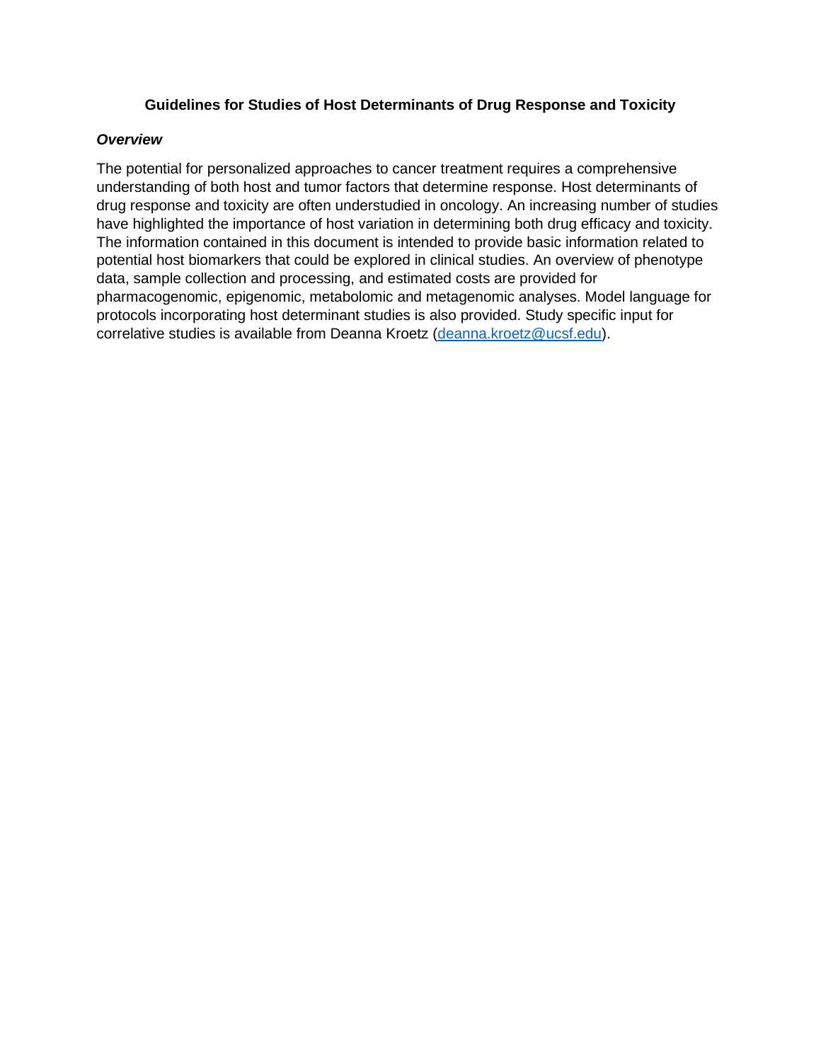# Guidelines for Studies of Host Determinants of Drug Response and Toxicity

## *Overview*

The potential for personalized approaches to cancer treatment requires a comprehensive understanding of both host and tumor factors that determine response. Host determinants of drug response and toxicity are often understudied in oncology. An increasing number of studies have highlighted the importance of host variation in determining both drug efficacy and toxicity. The information contained in this document is intended to provide basic information related to potential host biomarkers that could be explored in clinical studies. An overview of phenotype data, sample collection and processing, and estimated costs are provided for pharmacogenomic, epigenomic, metabolomic and metagenomic analyses. Model language for protocols incorporating host determinant studies is also provided. Study specific input for correlative studies is available from Deanna Kroetz (deanna.kroetz@ucsf.edu).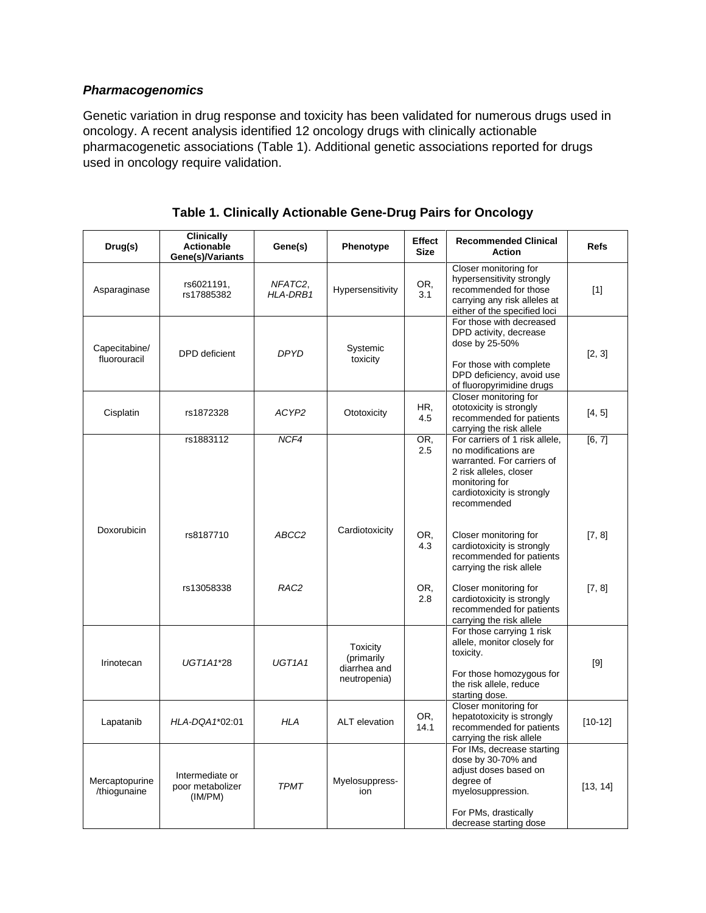### *Pharmacogenomics*

Genetic variation in drug response and toxicity has been validated for numerous drugs used in oncology. A recent analysis identified 12 oncology drugs with clinically actionable pharmacogenetic associations (Table 1). Additional genetic associations reported for drugs used in oncology require validation.

**Table 1. Clinically Actionable Gene-Drug Pairs for Oncology**

| Drug(s) | Clinically Actionable Gene(s)/Variants | Gene(s) | Phenotype | Effect Size | Recommended Clinical Action | Refs |
|---|---|---|---|---|---|---|
| Asparaginase | rs6021191, rs17885382 | *NFATC2*, *HLA-DRB1* | Hypersensitivity | OR, 3.1 | Closer monitoring for hypersensitivity strongly recommended for those carrying any risk alleles at either of the specified loci | [1] |
| Capecitabine/ fluorouracil | DPD deficient | *DPYD* | Systemic toxicity | | For those with decreased DPD activity, decrease dose by 25-50%<br><br>For those with complete DPD deficiency, avoid use of fluoropyrimidine drugs | [2, 3] |
| Cisplatin | rs1872328 | *ACYP2* | Ototoxicity | HR, 4.5 | Closer monitoring for ototoxicity is strongly recommended for patients carrying the risk allele | [4, 5] |
| Doxorubicin | rs1883112 | *NCF4* | Cardiotoxicity | OR, 2.5 | For carriers of 1 risk allele, no modifications are warranted. For carriers of 2 risk alleles, closer monitoring for cardiotoxicity is strongly recommended | [6, 7] |
| | rs8187710 | *ABCC2* | | OR, 4.3 | Closer monitoring for cardiotoxicity is strongly recommended for patients carrying the risk allele | [7, 8] |
| | rs13058338 | *RAC2* | | OR, 2.8 | Closer monitoring for cardiotoxicity is strongly recommended for patients carrying the risk allele | [7, 8] |
| Irinotecan | *UGT1A1*\*28 | *UGT1A1* | Toxicity (primarily diarrhea and neutropenia) | | For those carrying 1 risk allele, monitor closely for toxicity.<br><br>For those homozygous for the risk allele, reduce starting dose. | [9] |
| Lapatanib | *HLA-DQA1*\*02:01 | *HLA* | ALT elevation | OR, 14.1 | Closer monitoring for hepatotoxicity is strongly recommended for patients carrying the risk allele | [10-12] |
| Mercaptopurine /thiogunaine | Intermediate or poor metabolizer (IM/PM) | *TPMT* | Myelosuppress-ion | | For IMs, decrease starting dose by 30-70% and adjust doses based on degree of myelosuppression.<br><br>For PMs, drastically decrease starting dose | [13, 14] |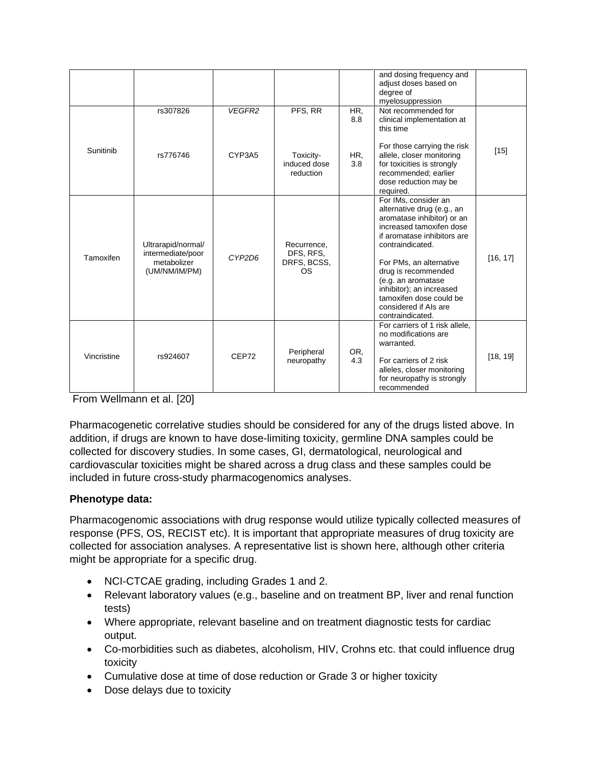|  |  |  |  |  | and dosing frequency and adjust doses based on degree of myelosuppression |  |
|---|---|---|---|---|---|---|
| Sunitinib | rs307826<br><br>rs776746 | *VEGFR2*<br><br>CYP3A5 | PFS, RR<br><br>Toxicity-induced dose reduction | HR, 8.8<br><br>HR, 3.8 | Not recommended for clinical implementation at this time<br><br>For those carrying the risk allele, closer monitoring for toxicities is strongly recommended; earlier dose reduction may be required. | [15] |
| Tamoxifen | Ultrarapid/normal/ intermediate/poor metabolizer (UM/NM/IM/PM) | *CYP2D6* | Recurrence, DFS, RFS, DRFS, BCSS, OS |  | For IMs, consider an alternative drug (e.g., an aromatase inhibitor) or an increased tamoxifen dose if aromatase inhibitors are contraindicated.<br><br>For PMs, an alternative drug is recommended (e.g. an aromatase inhibitor); an increased tamoxifen dose could be considered if AIs are contraindicated. | [16, 17] |
| Vincristine | rs924607 | CEP72 | Peripheral neuropathy | OR, 4.3 | For carriers of 1 risk allele, no modifications are warranted.<br><br>For carriers of 2 risk alleles, closer monitoring for neuropathy is strongly recommended | [18, 19] |

From Wellmann et al. [20]

Pharmacogenetic correlative studies should be considered for any of the drugs listed above. In addition, if drugs are known to have dose-limiting toxicity, germline DNA samples could be collected for discovery studies. In some cases, GI, dermatological, neurological and cardiovascular toxicities might be shared across a drug class and these samples could be included in future cross-study pharmacogenomics analyses.

**Phenotype data:**

Pharmacogenomic associations with drug response would utilize typically collected measures of response (PFS, OS, RECIST etc). It is important that appropriate measures of drug toxicity are collected for association analyses. A representative list is shown here, although other criteria might be appropriate for a specific drug.

- NCI-CTCAE grading, including Grades 1 and 2.
- Relevant laboratory values (e.g., baseline and on treatment BP, liver and renal function tests)
- Where appropriate, relevant baseline and on treatment diagnostic tests for cardiac output.
- Co-morbidities such as diabetes, alcoholism, HIV, Crohns etc. that could influence drug toxicity
- Cumulative dose at time of dose reduction or Grade 3 or higher toxicity
- Dose delays due to toxicity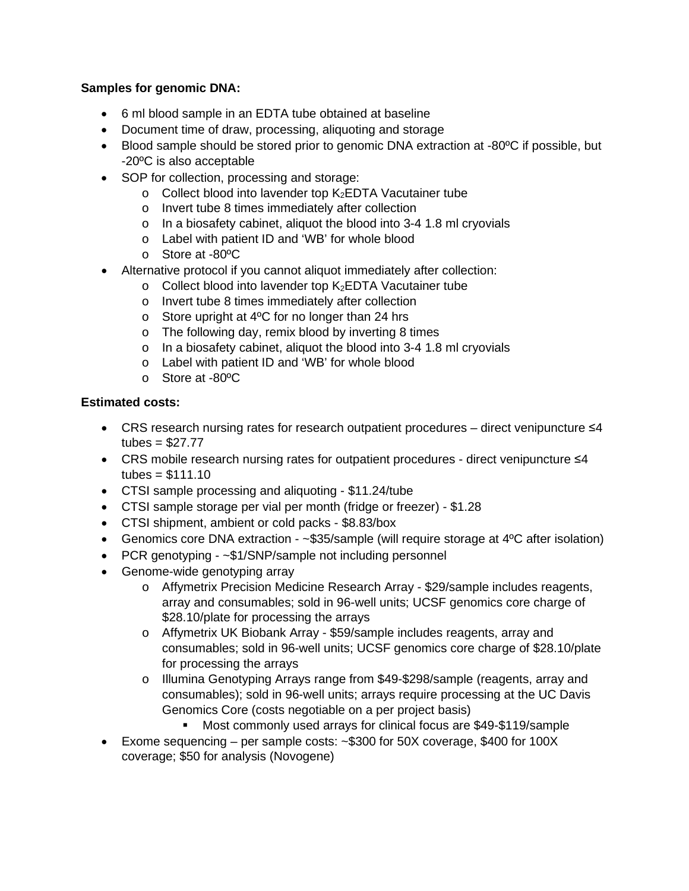**Samples for genomic DNA:**

- 6 ml blood sample in an EDTA tube obtained at baseline
- Document time of draw, processing, aliquoting and storage
- Blood sample should be stored prior to genomic DNA extraction at -80ºC if possible, but -20ºC is also acceptable
- SOP for collection, processing and storage:
  - Collect blood into lavender top $K_2$EDTA Vacutainer tube
  - Invert tube 8 times immediately after collection
  - In a biosafety cabinet, aliquot the blood into 3-4 1.8 ml cryovials
  - Label with patient ID and 'WB' for whole blood
  - Store at -80ºC
- Alternative protocol if you cannot aliquot immediately after collection:
  - Collect blood into lavender top $K_2$EDTA Vacutainer tube
  - Invert tube 8 times immediately after collection
  - Store upright at 4ºC for no longer than 24 hrs
  - The following day, remix blood by inverting 8 times
  - In a biosafety cabinet, aliquot the blood into 3-4 1.8 ml cryovials
  - Label with patient ID and 'WB' for whole blood
  - Store at -80ºC

**Estimated costs:**

- CRS research nursing rates for research outpatient procedures – direct venipuncture ≤4 tubes = $27.77
- CRS mobile research nursing rates for outpatient procedures - direct venipuncture ≤4 tubes = $111.10
- CTSI sample processing and aliquoting - $11.24/tube
- CTSI sample storage per vial per month (fridge or freezer) - $1.28
- CTSI shipment, ambient or cold packs - $8.83/box
- Genomics core DNA extraction - ~$35/sample (will require storage at 4ºC after isolation)
- PCR genotyping - ~$1/SNP/sample not including personnel
- Genome-wide genotyping array
  - Affymetrix Precision Medicine Research Array - $29/sample includes reagents, array and consumables; sold in 96-well units; UCSF genomics core charge of $28.10/plate for processing the arrays
  - Affymetrix UK Biobank Array - $59/sample includes reagents, array and consumables; sold in 96-well units; UCSF genomics core charge of $28.10/plate for processing the arrays
  - Illumina Genotyping Arrays range from $49-$298/sample (reagents, array and consumables); sold in 96-well units; arrays require processing at the UC Davis Genomics Core (costs negotiable on a per project basis)
    - Most commonly used arrays for clinical focus are $49-$119/sample
- Exome sequencing – per sample costs: ~$300 for 50X coverage, $400 for 100X coverage; $50 for analysis (Novogene)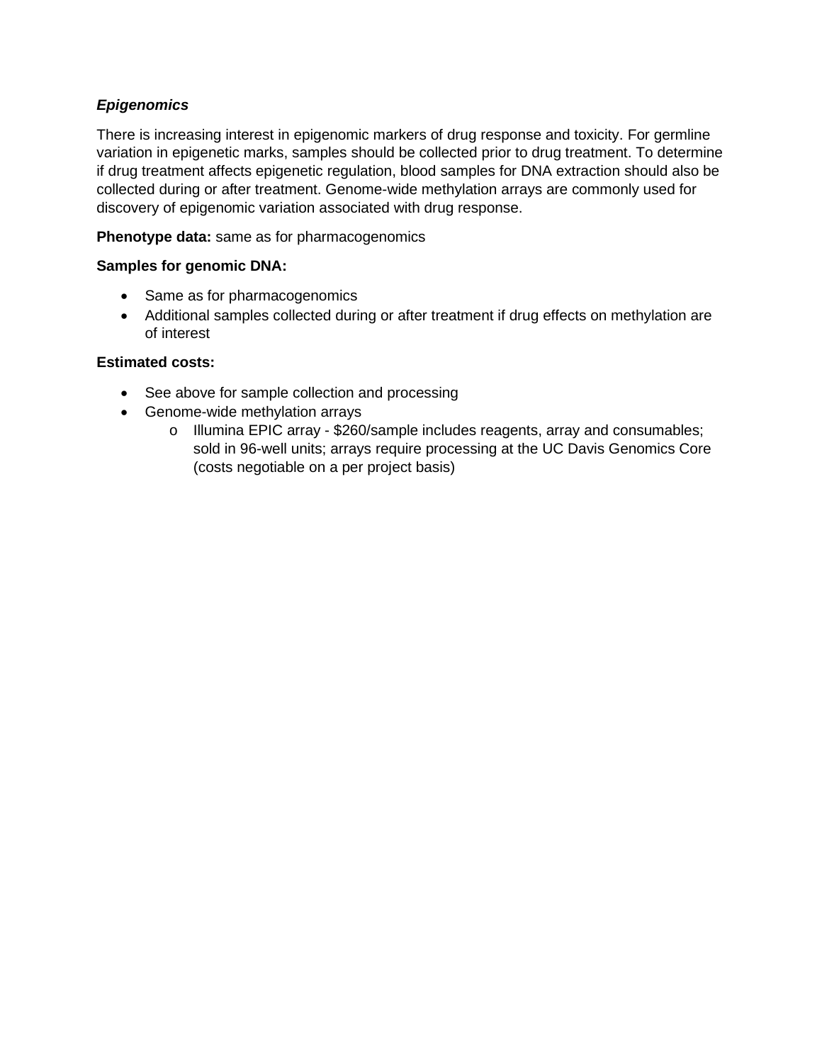### *Epigenomics*

There is increasing interest in epigenomic markers of drug response and toxicity. For germline variation in epigenetic marks, samples should be collected prior to drug treatment. To determine if drug treatment affects epigenetic regulation, blood samples for DNA extraction should also be collected during or after treatment. Genome-wide methylation arrays are commonly used for discovery of epigenomic variation associated with drug response.

**Phenotype data:** same as for pharmacogenomics

**Samples for genomic DNA:**

- Same as for pharmacogenomics
- Additional samples collected during or after treatment if drug effects on methylation are of interest

**Estimated costs:**

- See above for sample collection and processing
- Genome-wide methylation arrays
  - Illumina EPIC array - $260/sample includes reagents, array and consumables; sold in 96-well units; arrays require processing at the UC Davis Genomics Core (costs negotiable on a per project basis)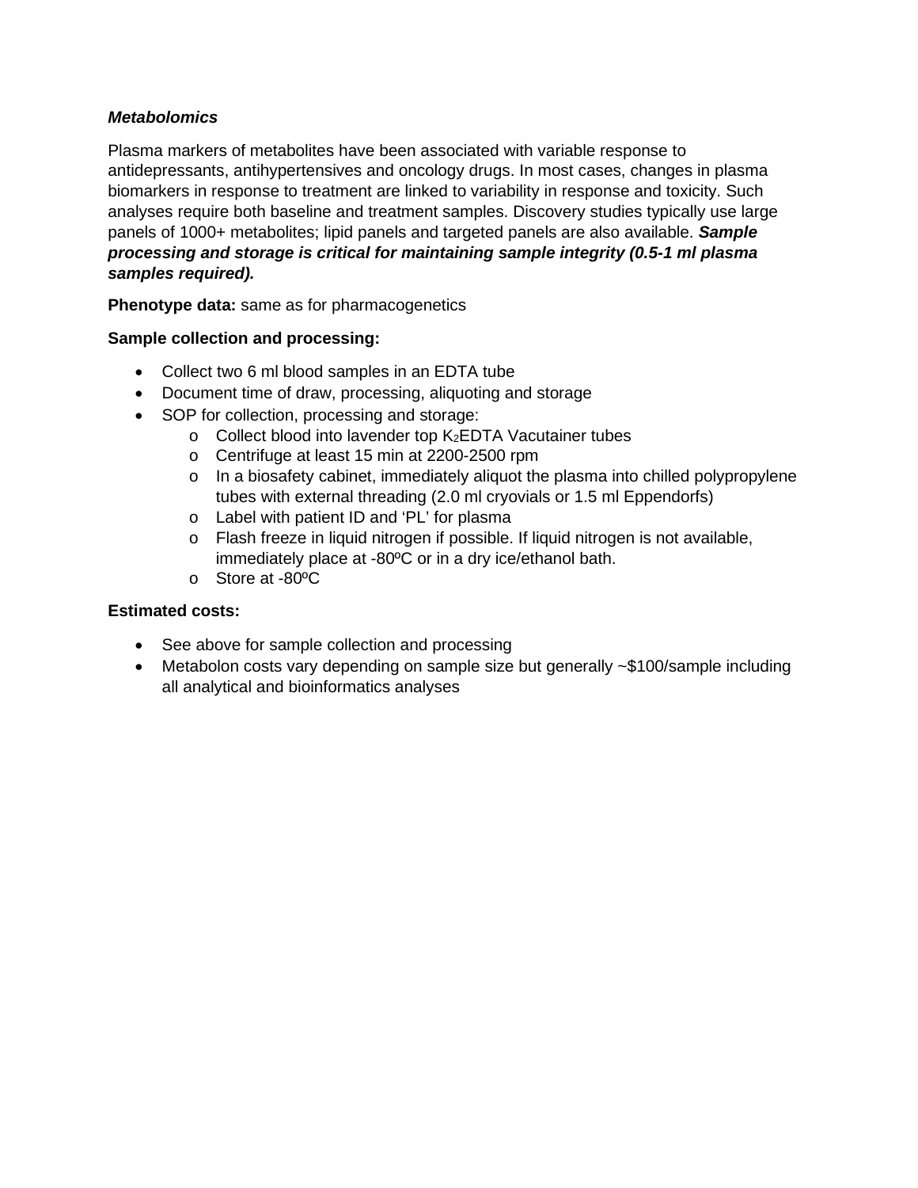***Metabolomics***

Plasma markers of metabolites have been associated with variable response to antidepressants, antihypertensives and oncology drugs. In most cases, changes in plasma biomarkers in response to treatment are linked to variability in response and toxicity. Such analyses require both baseline and treatment samples. Discovery studies typically use large panels of 1000+ metabolites; lipid panels and targeted panels are also available. ***Sample processing and storage is critical for maintaining sample integrity (0.5-1 ml plasma samples required).***

**Phenotype data:** same as for pharmacogenetics

**Sample collection and processing:**

- Collect two 6 ml blood samples in an EDTA tube
- Document time of draw, processing, aliquoting and storage
- SOP for collection, processing and storage:
    - Collect blood into lavender top $K_2$EDTA Vacutainer tubes
    - Centrifuge at least 15 min at 2200-2500 rpm
    - In a biosafety cabinet, immediately aliquot the plasma into chilled polypropylene tubes with external threading (2.0 ml cryovials or 1.5 ml Eppendorfs)
    - Label with patient ID and 'PL' for plasma
    - Flash freeze in liquid nitrogen if possible. If liquid nitrogen is not available, immediately place at -80ºC or in a dry ice/ethanol bath.
    - Store at -80ºC

**Estimated costs:**

- See above for sample collection and processing
- Metabolon costs vary depending on sample size but generally ~$100/sample including all analytical and bioinformatics analyses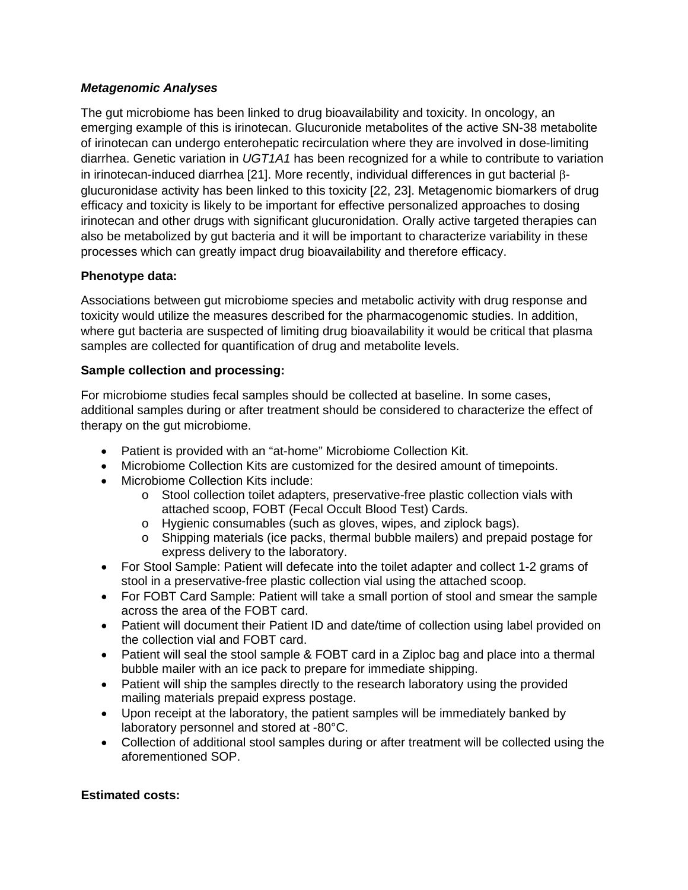***Metagenomic Analyses***

The gut microbiome has been linked to drug bioavailability and toxicity. In oncology, an emerging example of this is irinotecan. Glucuronide metabolites of the active SN-38 metabolite of irinotecan can undergo enterohepatic recirculation where they are involved in dose-limiting diarrhea. Genetic variation in *UGT1A1* has been recognized for a while to contribute to variation in irinotecan-induced diarrhea [21]. More recently, individual differences in gut bacterial β-glucuronidase activity has been linked to this toxicity [22, 23]. Metagenomic biomarkers of drug efficacy and toxicity is likely to be important for effective personalized approaches to dosing irinotecan and other drugs with significant glucuronidation. Orally active targeted therapies can also be metabolized by gut bacteria and it will be important to characterize variability in these processes which can greatly impact drug bioavailability and therefore efficacy.

**Phenotype data:**

Associations between gut microbiome species and metabolic activity with drug response and toxicity would utilize the measures described for the pharmacogenomic studies. In addition, where gut bacteria are suspected of limiting drug bioavailability it would be critical that plasma samples are collected for quantification of drug and metabolite levels.

**Sample collection and processing:**

For microbiome studies fecal samples should be collected at baseline. In some cases, additional samples during or after treatment should be considered to characterize the effect of therapy on the gut microbiome.

- Patient is provided with an "at-home" Microbiome Collection Kit.
- Microbiome Collection Kits are customized for the desired amount of timepoints.
- Microbiome Collection Kits include:
    - Stool collection toilet adapters, preservative-free plastic collection vials with attached scoop, FOBT (Fecal Occult Blood Test) Cards.
    - Hygienic consumables (such as gloves, wipes, and ziplock bags).
    - Shipping materials (ice packs, thermal bubble mailers) and prepaid postage for express delivery to the laboratory.
- For Stool Sample: Patient will defecate into the toilet adapter and collect 1-2 grams of stool in a preservative-free plastic collection vial using the attached scoop.
- For FOBT Card Sample: Patient will take a small portion of stool and smear the sample across the area of the FOBT card.
- Patient will document their Patient ID and date/time of collection using label provided on the collection vial and FOBT card.
- Patient will seal the stool sample & FOBT card in a Ziploc bag and place into a thermal bubble mailer with an ice pack to prepare for immediate shipping.
- Patient will ship the samples directly to the research laboratory using the provided mailing materials prepaid express postage.
- Upon receipt at the laboratory, the patient samples will be immediately banked by laboratory personnel and stored at -80°C.
- Collection of additional stool samples during or after treatment will be collected using the aforementioned SOP.

**Estimated costs:**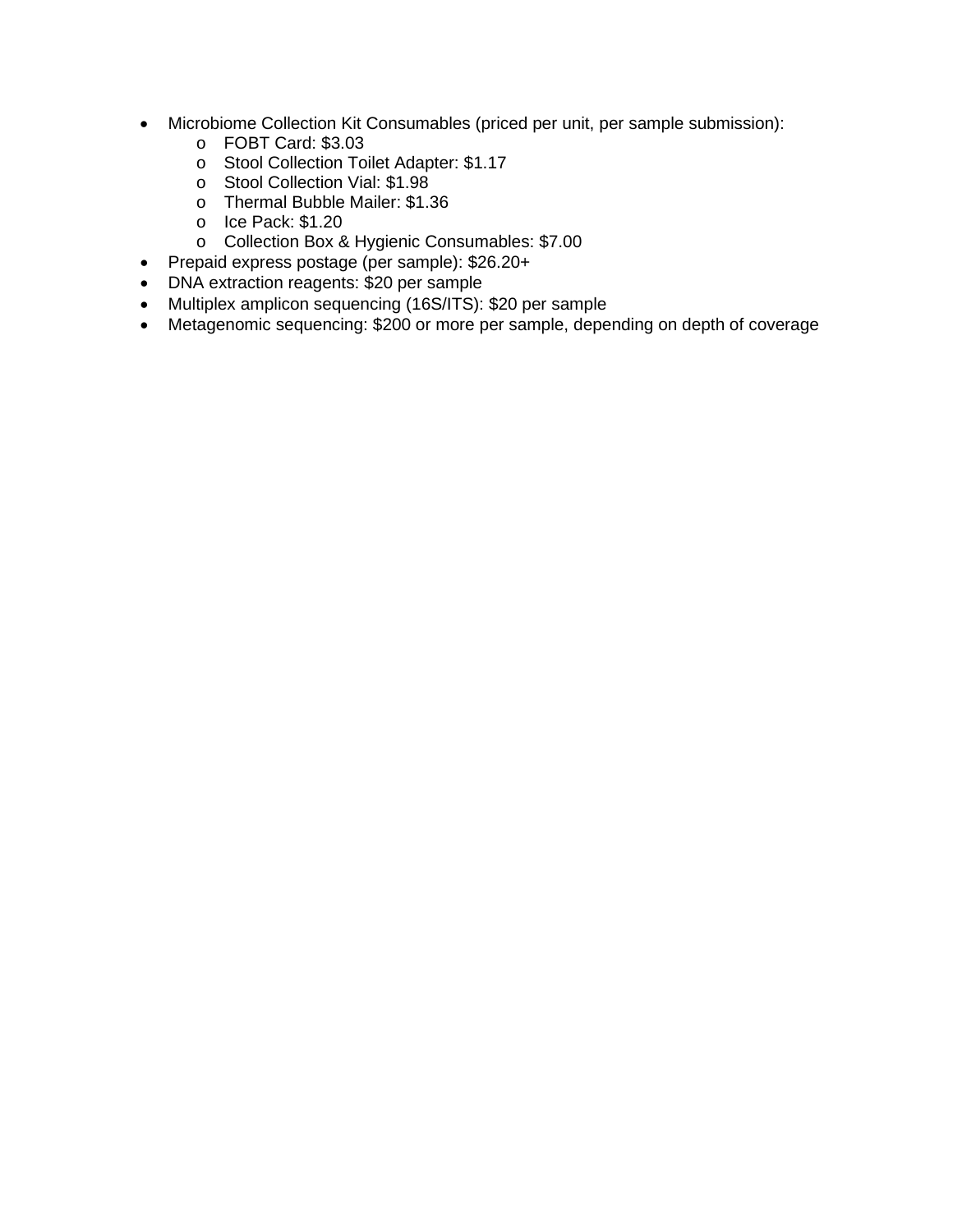- Microbiome Collection Kit Consumables (priced per unit, per sample submission):
    - FOBT Card: $3.03
    - Stool Collection Toilet Adapter: $1.17
    - Stool Collection Vial: $1.98
    - Thermal Bubble Mailer: $1.36
    - Ice Pack: $1.20
    - Collection Box & Hygienic Consumables: $7.00
- Prepaid express postage (per sample): $26.20+
- DNA extraction reagents: $20 per sample
- Multiplex amplicon sequencing (16S/ITS): $20 per sample
- Metagenomic sequencing: $200 or more per sample, depending on depth of coverage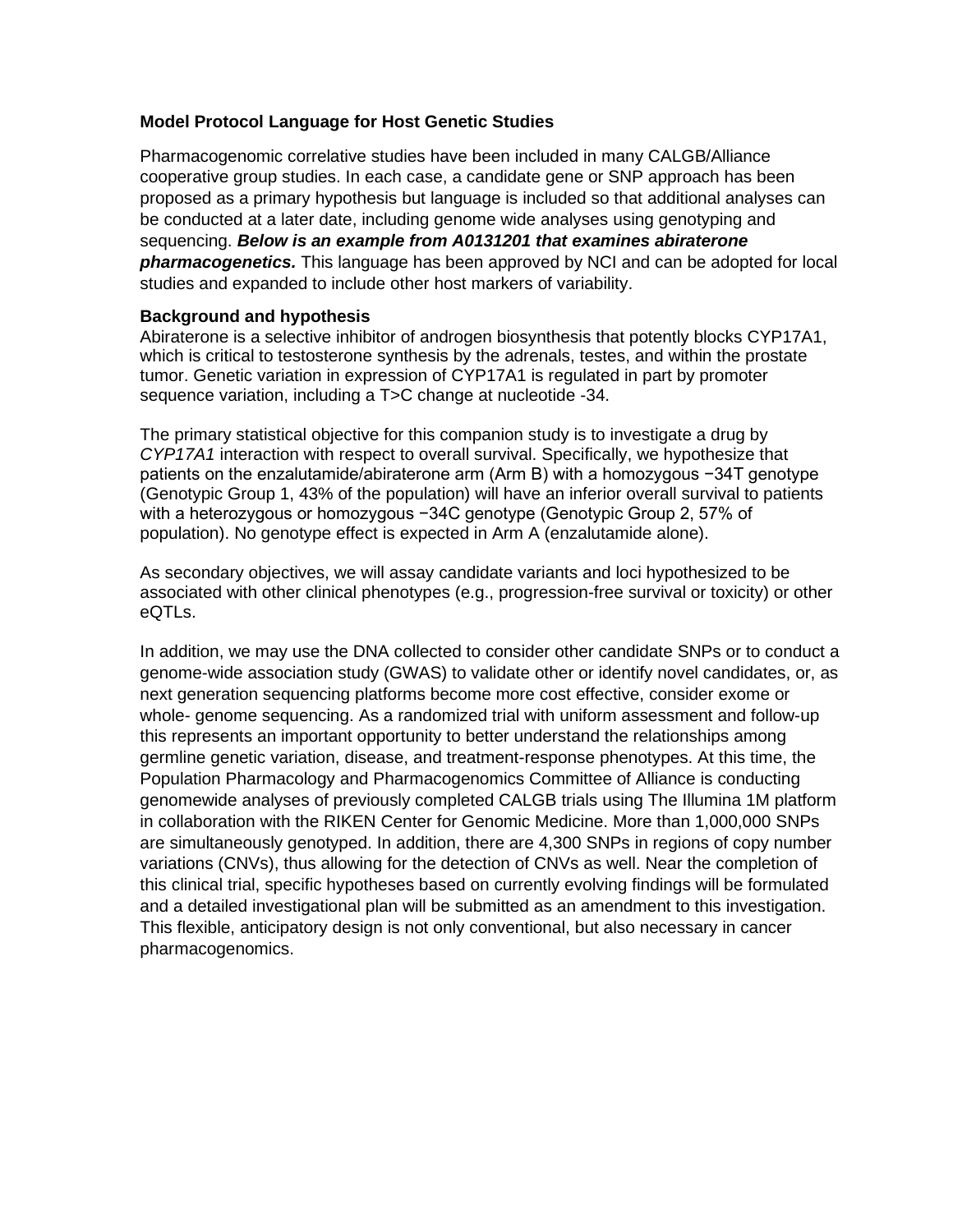**Model Protocol Language for Host Genetic Studies**

Pharmacogenomic correlative studies have been included in many CALGB/Alliance cooperative group studies. In each case, a candidate gene or SNP approach has been proposed as a primary hypothesis but language is included so that additional analyses can be conducted at a later date, including genome wide analyses using genotyping and sequencing. ***Below is an example from A0131201 that examines abiraterone pharmacogenetics.*** This language has been approved by NCI and can be adopted for local studies and expanded to include other host markers of variability.

**Background and hypothesis**

Abiraterone is a selective inhibitor of androgen biosynthesis that potently blocks CYP17A1, which is critical to testosterone synthesis by the adrenals, testes, and within the prostate tumor. Genetic variation in expression of CYP17A1 is regulated in part by promoter sequence variation, including a T>C change at nucleotide -34.

The primary statistical objective for this companion study is to investigate a drug by *CYP17A1* interaction with respect to overall survival. Specifically, we hypothesize that patients on the enzalutamide/abiraterone arm (Arm B) with a homozygous −34T genotype (Genotypic Group 1, 43% of the population) will have an inferior overall survival to patients with a heterozygous or homozygous −34C genotype (Genotypic Group 2, 57% of population). No genotype effect is expected in Arm A (enzalutamide alone).

As secondary objectives, we will assay candidate variants and loci hypothesized to be associated with other clinical phenotypes (e.g., progression-free survival or toxicity) or other eQTLs.

In addition, we may use the DNA collected to consider other candidate SNPs or to conduct a genome-wide association study (GWAS) to validate other or identify novel candidates, or, as next generation sequencing platforms become more cost effective, consider exome or whole- genome sequencing. As a randomized trial with uniform assessment and follow-up this represents an important opportunity to better understand the relationships among germline genetic variation, disease, and treatment-response phenotypes. At this time, the Population Pharmacology and Pharmacogenomics Committee of Alliance is conducting genomewide analyses of previously completed CALGB trials using The Illumina 1M platform in collaboration with the RIKEN Center for Genomic Medicine. More than 1,000,000 SNPs are simultaneously genotyped. In addition, there are 4,300 SNPs in regions of copy number variations (CNVs), thus allowing for the detection of CNVs as well. Near the completion of this clinical trial, specific hypotheses based on currently evolving findings will be formulated and a detailed investigational plan will be submitted as an amendment to this investigation. This flexible, anticipatory design is not only conventional, but also necessary in cancer pharmacogenomics.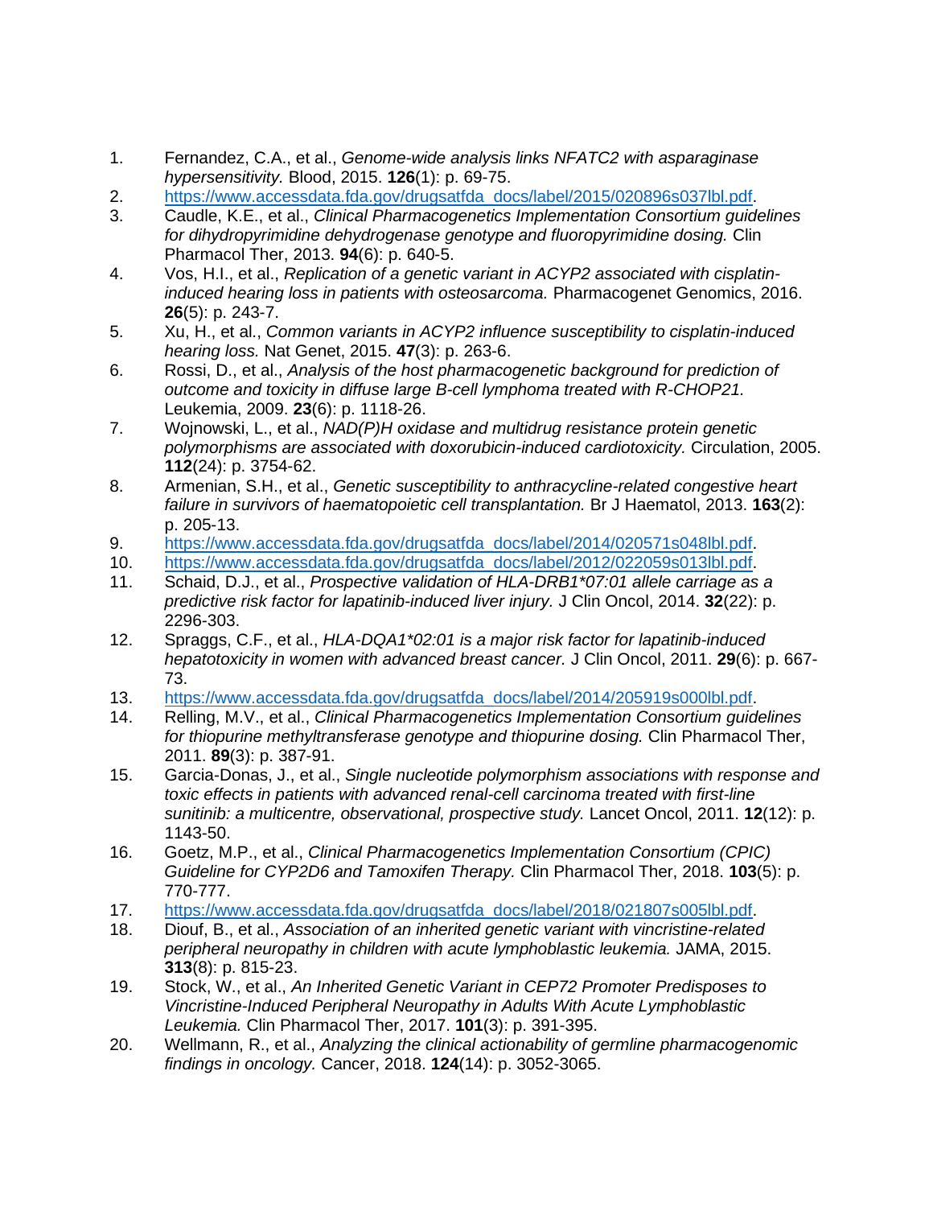1. Fernandez, C.A., et al., *Genome-wide analysis links NFATC2 with asparaginase hypersensitivity.* Blood, 2015. **126**(1): p. 69-75.
2. https://www.accessdata.fda.gov/drugsatfda_docs/label/2015/020896s037lbl.pdf.
3. Caudle, K.E., et al., *Clinical Pharmacogenetics Implementation Consortium guidelines for dihydropyrimidine dehydrogenase genotype and fluoropyrimidine dosing.* Clin Pharmacol Ther, 2013. **94**(6): p. 640-5.
4. Vos, H.I., et al., *Replication of a genetic variant in ACYP2 associated with cisplatin-induced hearing loss in patients with osteosarcoma.* Pharmacogenet Genomics, 2016. **26**(5): p. 243-7.
5. Xu, H., et al., *Common variants in ACYP2 influence susceptibility to cisplatin-induced hearing loss.* Nat Genet, 2015. **47**(3): p. 263-6.
6. Rossi, D., et al., *Analysis of the host pharmacogenetic background for prediction of outcome and toxicity in diffuse large B-cell lymphoma treated with R-CHOP21.* Leukemia, 2009. **23**(6): p. 1118-26.
7. Wojnowski, L., et al., *NAD(P)H oxidase and multidrug resistance protein genetic polymorphisms are associated with doxorubicin-induced cardiotoxicity.* Circulation, 2005. **112**(24): p. 3754-62.
8. Armenian, S.H., et al., *Genetic susceptibility to anthracycline-related congestive heart failure in survivors of haematopoietic cell transplantation.* Br J Haematol, 2013. **163**(2): p. 205-13.
9. https://www.accessdata.fda.gov/drugsatfda_docs/label/2014/020571s048lbl.pdf.
10. https://www.accessdata.fda.gov/drugsatfda_docs/label/2012/022059s013lbl.pdf.
11. Schaid, D.J., et al., *Prospective validation of HLA-DRB1*07:01 allele carriage as a predictive risk factor for lapatinib-induced liver injury.* J Clin Oncol, 2014. **32**(22): p. 2296-303.
12. Spraggs, C.F., et al., *HLA-DQA1*02:01 is a major risk factor for lapatinib-induced hepatotoxicity in women with advanced breast cancer.* J Clin Oncol, 2011. **29**(6): p. 667-73.
13. https://www.accessdata.fda.gov/drugsatfda_docs/label/2014/205919s000lbl.pdf.
14. Relling, M.V., et al., *Clinical Pharmacogenetics Implementation Consortium guidelines for thiopurine methyltransferase genotype and thiopurine dosing.* Clin Pharmacol Ther, 2011. **89**(3): p. 387-91.
15. Garcia-Donas, J., et al., *Single nucleotide polymorphism associations with response and toxic effects in patients with advanced renal-cell carcinoma treated with first-line sunitinib: a multicentre, observational, prospective study.* Lancet Oncol, 2011. **12**(12): p. 1143-50.
16. Goetz, M.P., et al., *Clinical Pharmacogenetics Implementation Consortium (CPIC) Guideline for CYP2D6 and Tamoxifen Therapy.* Clin Pharmacol Ther, 2018. **103**(5): p. 770-777.
17. https://www.accessdata.fda.gov/drugsatfda_docs/label/2018/021807s005lbl.pdf.
18. Diouf, B., et al., *Association of an inherited genetic variant with vincristine-related peripheral neuropathy in children with acute lymphoblastic leukemia.* JAMA, 2015. **313**(8): p. 815-23.
19. Stock, W., et al., *An Inherited Genetic Variant in CEP72 Promoter Predisposes to Vincristine-Induced Peripheral Neuropathy in Adults With Acute Lymphoblastic Leukemia.* Clin Pharmacol Ther, 2017. **101**(3): p. 391-395.
20. Wellmann, R., et al., *Analyzing the clinical actionability of germline pharmacogenomic findings in oncology.* Cancer, 2018. **124**(14): p. 3052-3065.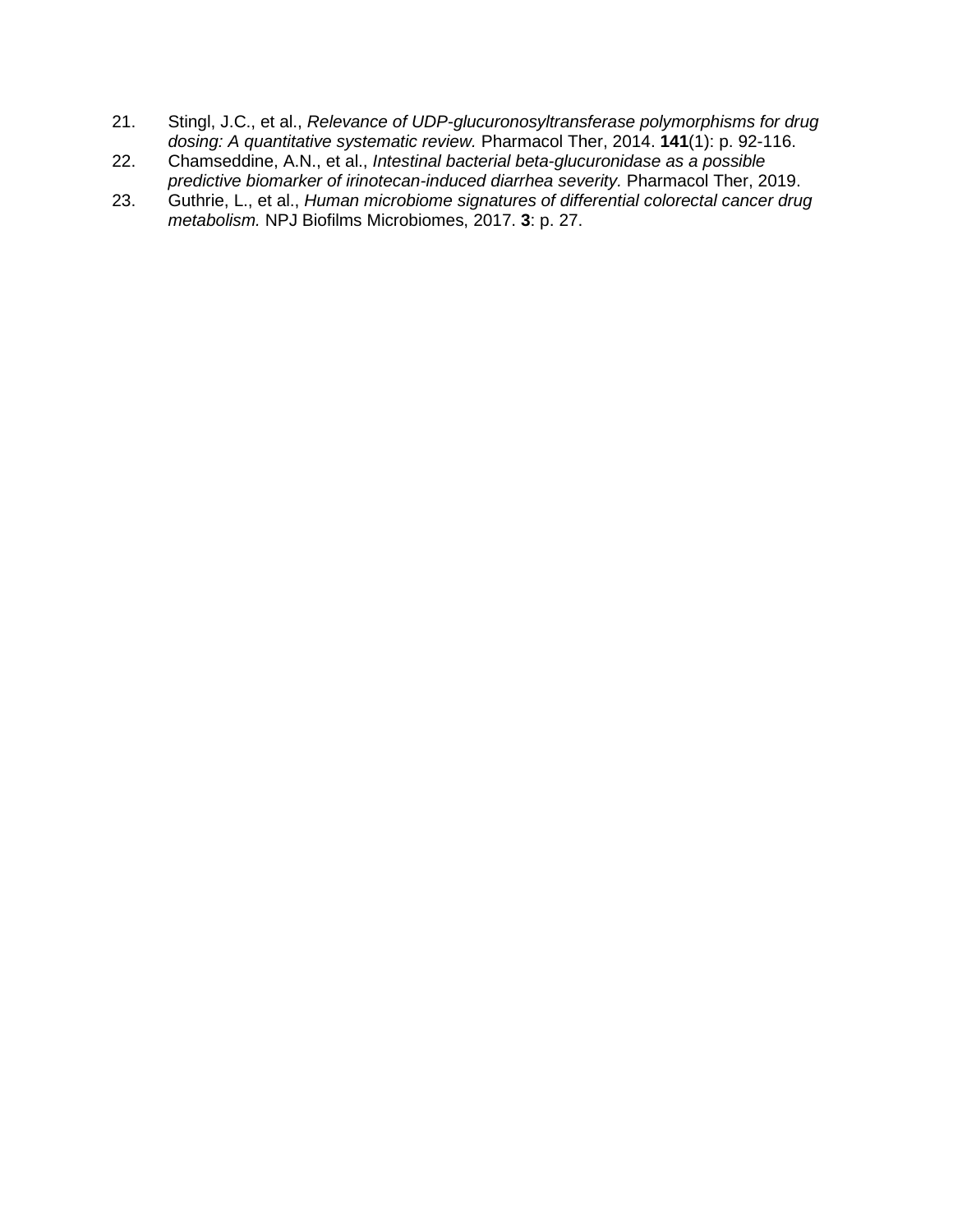21. Stingl, J.C., et al., *Relevance of UDP-glucuronosyltransferase polymorphisms for drug dosing: A quantitative systematic review.* Pharmacol Ther, 2014. **141**(1): p. 92-116.
22. Chamseddine, A.N., et al., *Intestinal bacterial beta-glucuronidase as a possible predictive biomarker of irinotecan-induced diarrhea severity.* Pharmacol Ther, 2019.
23. Guthrie, L., et al., *Human microbiome signatures of differential colorectal cancer drug metabolism.* NPJ Biofilms Microbiomes, 2017. **3**: p. 27.